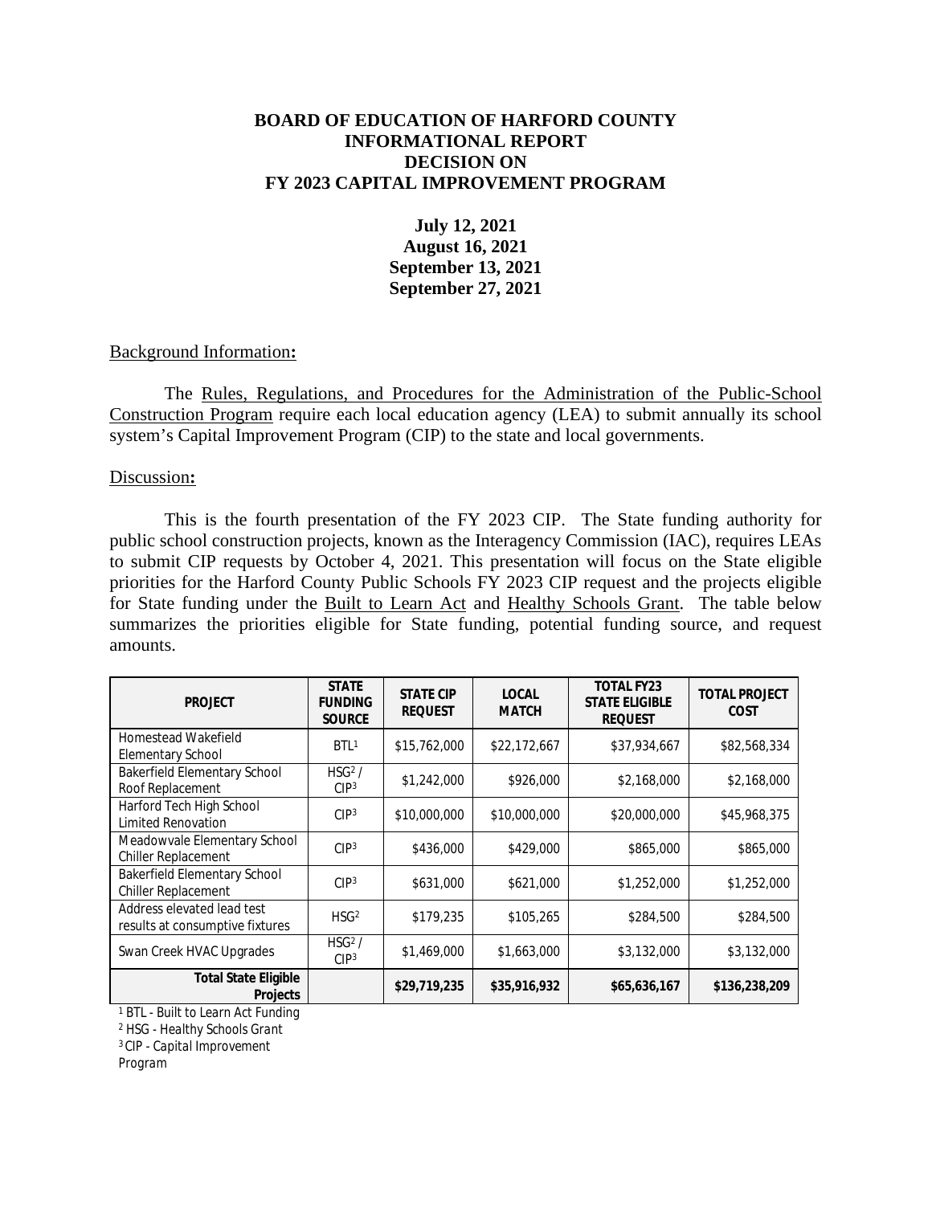# BOARD OF EDUCATION OF HARFORD COUNTY
# INFORMATIONAL REPORT
# DECISION ON
# FY 2023 CAPITAL IMPROVEMENT PROGRAM

**July 12, 2021**
**August 16, 2021**
**September 13, 2021**
**September 27, 2021**

Background Information**:**

The Rules, Regulations, and Procedures for the Administration of the Public-School Construction Program require each local education agency (LEA) to submit annually its school system's Capital Improvement Program (CIP) to the state and local governments.

Discussion**:**

This is the fourth presentation of the FY 2023 CIP. The State funding authority for public school construction projects, known as the Interagency Commission (IAC), requires LEAs to submit CIP requests by October 4, 2021. This presentation will focus on the State eligible priorities for the Harford County Public Schools FY 2023 CIP request and the projects eligible for State funding under the Built to Learn Act and Healthy Schools Grant. The table below summarizes the priorities eligible for State funding, potential funding source, and request amounts.

| PROJECT | STATE FUNDING SOURCE | STATE CIP REQUEST | LOCAL MATCH | TOTAL FY23 STATE ELIGIBLE REQUEST | TOTAL PROJECT COST |
|---|---|---|---|---|---|
| Homestead Wakefield Elementary School | BTL[1] | $15,762,000 | $22,172,667 | $37,934,667 | $82,568,334 |
| Bakerfield Elementary School Roof Replacement | HSG[2] / CIP[3] | $1,242,000 | $926,000 | $2,168,000 | $2,168,000 |
| Harford Tech High School Limited Renovation | CIP[3] | $10,000,000 | $10,000,000 | $20,000,000 | $45,968,375 |
| Meadowvale Elementary School Chiller Replacement | CIP[3] | $436,000 | $429,000 | $865,000 | $865,000 |
| Bakerfield Elementary School Chiller Replacement | CIP[3] | $631,000 | $621,000 | $1,252,000 | $1,252,000 |
| Address elevated lead test results at consumptive fixtures | HSG[2] | $179,235 | $105,265 | $284,500 | $284,500 |
| Swan Creek HVAC Upgrades | HSG[2] / CIP[3] | $1,469,000 | $1,663,000 | $3,132,000 | $3,132,000 |
| **Total State Eligible Projects** | | **$29,719,235** | **$35,916,932** | **$65,636,167** | **$136,238,209** |

[1] BTL - Built to Learn Act Funding
[2] HSG - Healthy Schools Grant
[3] CIP - Capital Improvement Program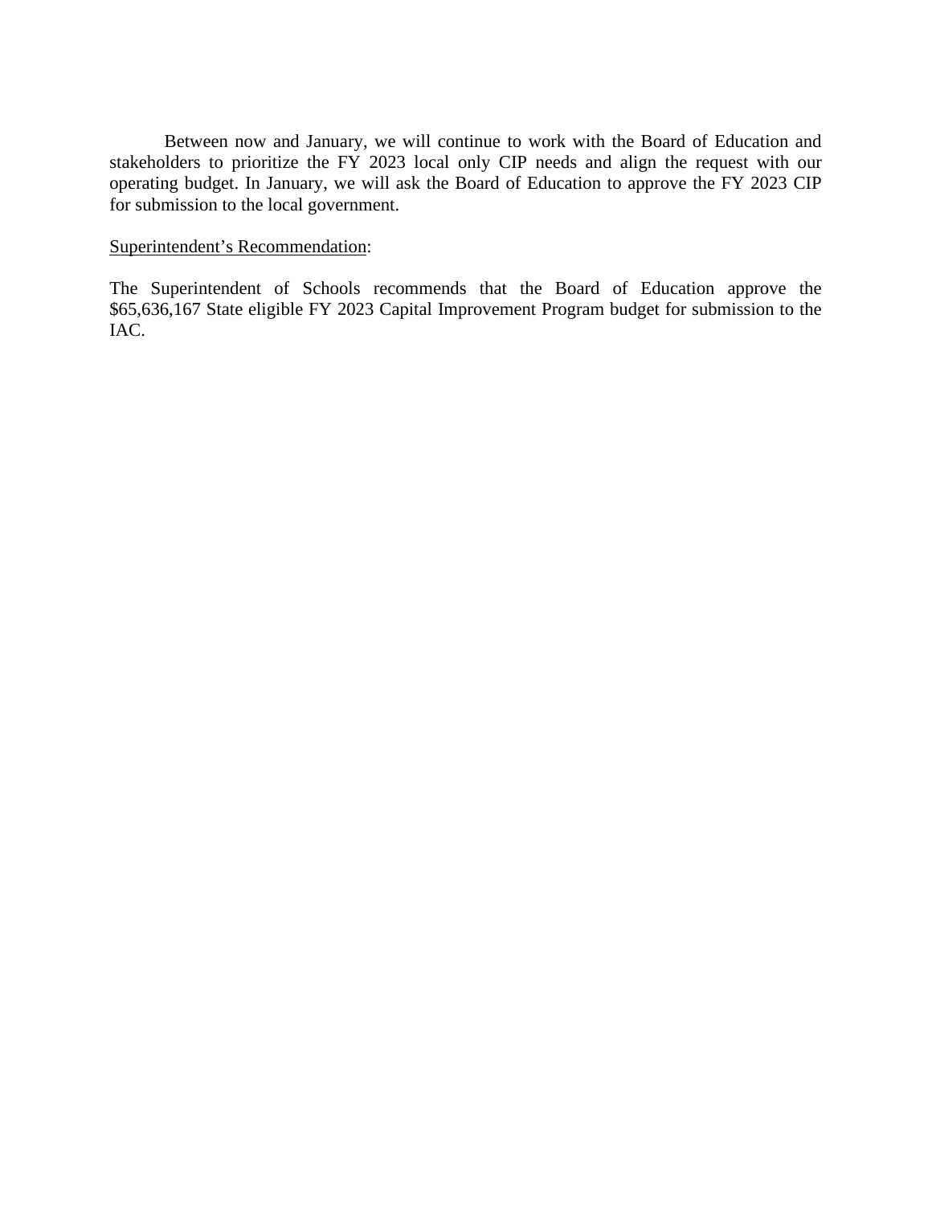Between now and January, we will continue to work with the Board of Education and stakeholders to prioritize the FY 2023 local only CIP needs and align the request with our operating budget. In January, we will ask the Board of Education to approve the FY 2023 CIP for submission to the local government.

Superintendent's Recommendation:

The Superintendent of Schools recommends that the Board of Education approve the $65,636,167 State eligible FY 2023 Capital Improvement Program budget for submission to the IAC.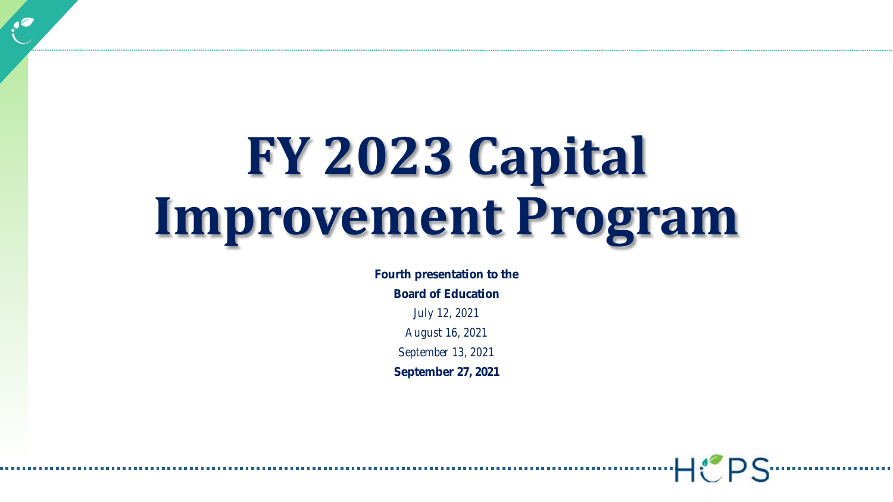# FY 2023 Capital Improvement Program

**Fourth presentation to the**

**Board of Education**

*July 12, 2021*

*August 16, 2021*

*September 13, 2021*

**September 27, 2021**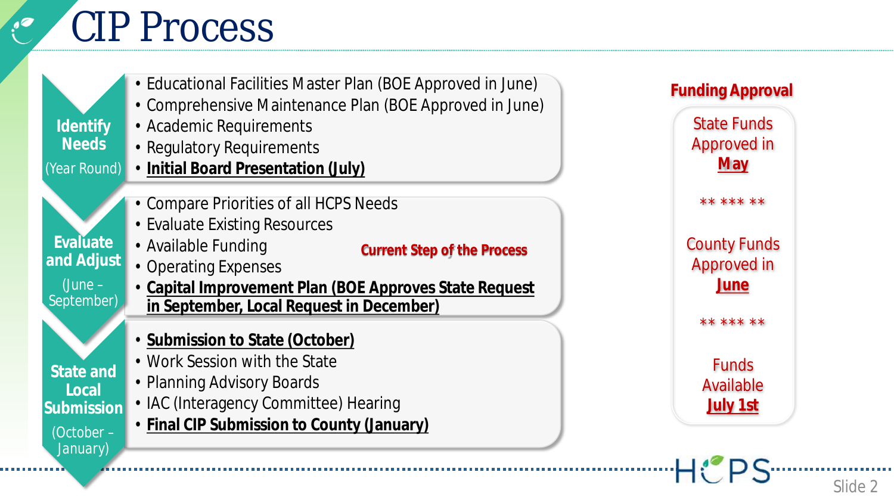# CIP Process

## Identify Needs (Year Round)

- Educational Facilities Master Plan (BOE Approved in June)
- Comprehensive Maintenance Plan (BOE Approved in June)
- Academic Requirements
- Regulatory Requirements
- **Initial Board Presentation (July)**

## Evaluate and Adjust (June – September)

- Compare Priorities of all HCPS Needs
- Evaluate Existing Resources
- Available Funding
- Operating Expenses
- **Capital Improvement Plan (BOE Approves State Request in September, Local Request in December)**

**Current Step of the Process**

## State and Local Submission (October – January)

- **Submission to State (October)**
- Work Session with the State
- Planning Advisory Boards
- IAC (Interagency Committee) Hearing
- **Final CIP Submission to County (January)**

## Funding Approval

State Funds Approved in **May**

** *** **

County Funds Approved in **June**

** *** **

Funds Available **July 1st**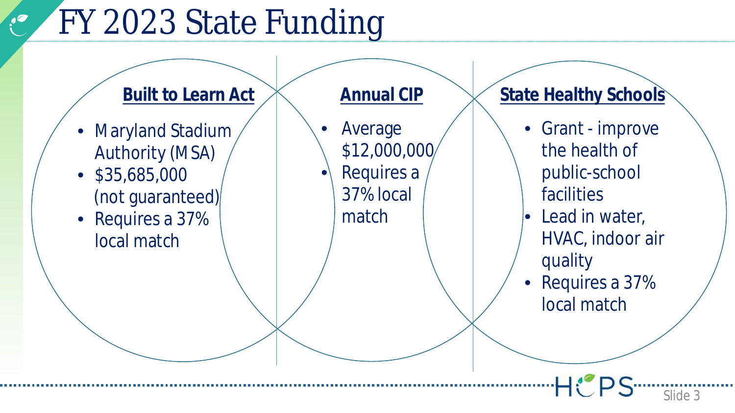# FY 2023 State Funding

## Built to Learn Act

- Maryland Stadium Authority (MSA)
- $35,685,000 (not guaranteed)
- Requires a 37% local match

## Annual CIP

- Average $12,000,000
- Requires a 37% local match

## State Healthy Schools

- Grant - improve the health of public-school facilities
- Lead in water, HVAC, indoor air quality
- Requires a 37% local match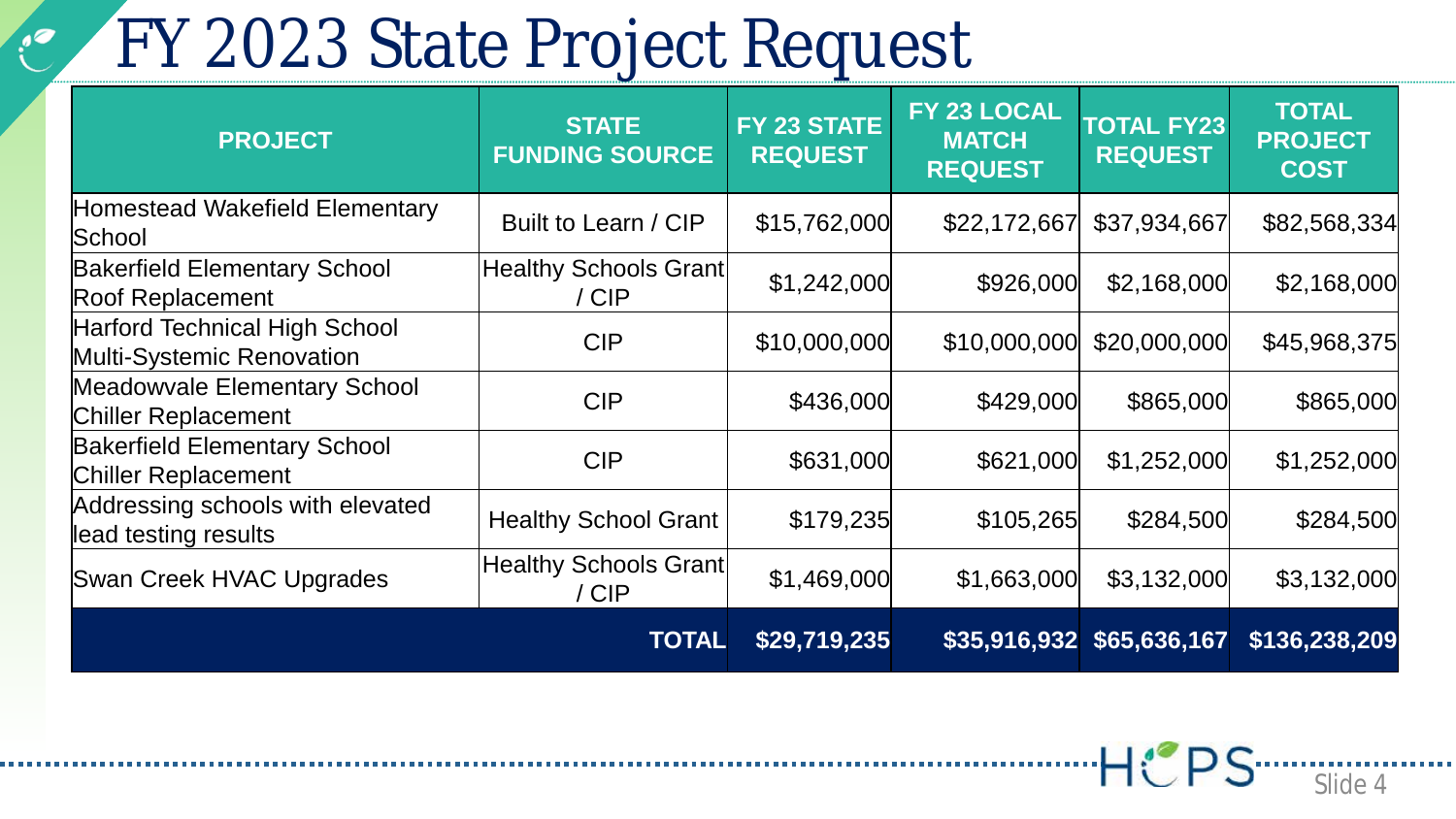# FY 2023 State Project Request

| PROJECT | STATE FUNDING SOURCE | FY 23 STATE REQUEST | FY 23 LOCAL MATCH REQUEST | TOTAL FY23 REQUEST | TOTAL PROJECT COST |
|---|---|---|---|---|---|
| Homestead Wakefield Elementary School | Built to Learn / CIP | $15,762,000 | $22,172,667 | $37,934,667 | $82,568,334 |
| Bakerfield Elementary School Roof Replacement | Healthy Schools Grant / CIP | $1,242,000 | $926,000 | $2,168,000 | $2,168,000 |
| Harford Technical High School Multi-Systemic Renovation | CIP | $10,000,000 | $10,000,000 | $20,000,000 | $45,968,375 |
| Meadowvale Elementary School Chiller Replacement | CIP | $436,000 | $429,000 | $865,000 | $865,000 |
| Bakerfield Elementary School Chiller Replacement | CIP | $631,000 | $621,000 | $1,252,000 | $1,252,000 |
| Addressing schools with elevated lead testing results | Healthy School Grant | $179,235 | $105,265 | $284,500 | $284,500 |
| Swan Creek HVAC Upgrades | Healthy Schools Grant / CIP | $1,469,000 | $1,663,000 | $3,132,000 | $3,132,000 |
| | **TOTAL** | **$29,719,235** | **$35,916,932** | **$65,636,167** | **$136,238,209** |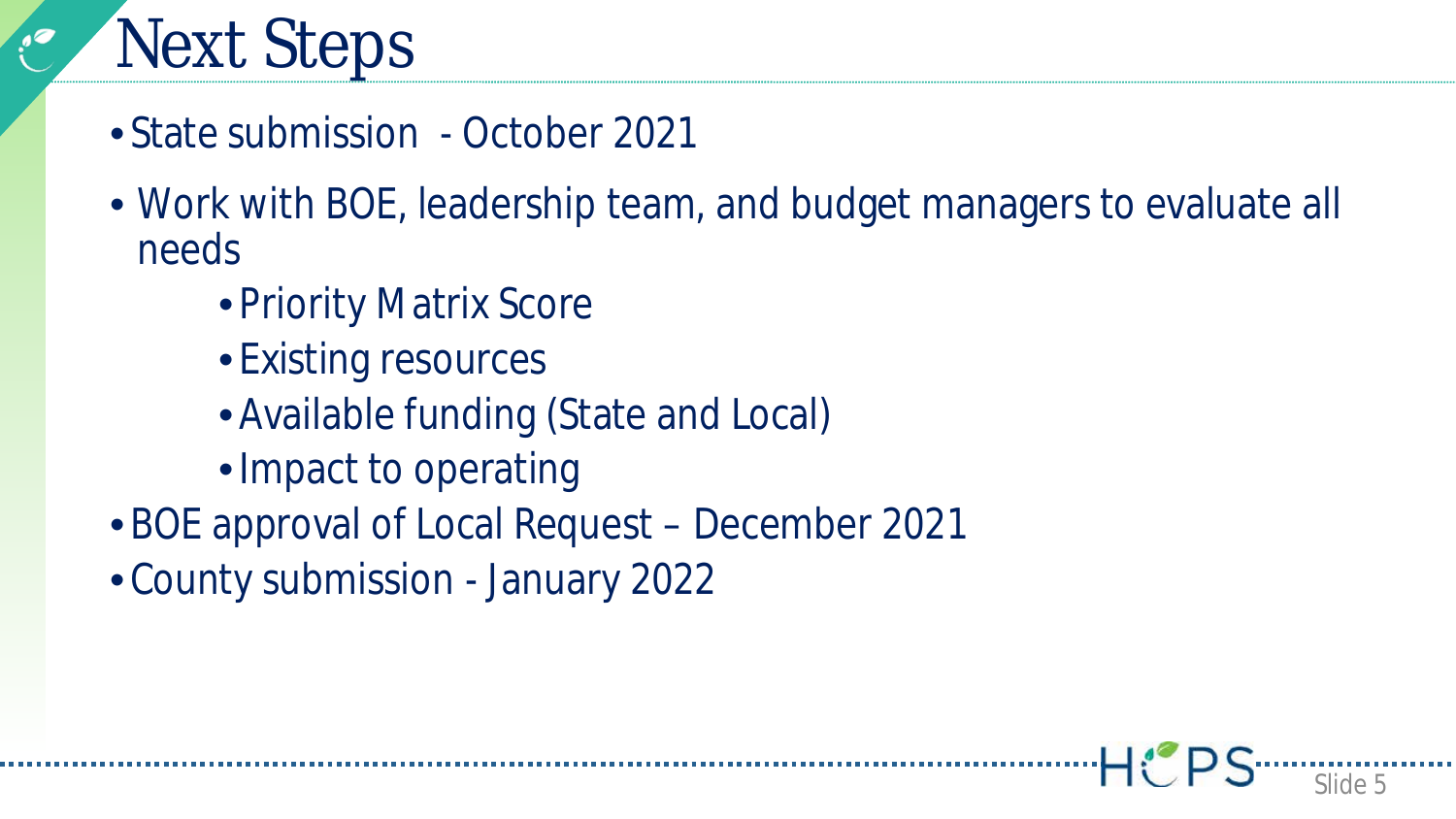# Next Steps

- State submission - October 2021
- Work with BOE, leadership team, and budget managers to evaluate all needs
  - Priority Matrix Score
  - Existing resources
  - Available funding (State and Local)
  - Impact to operating
- BOE approval of Local Request – December 2021
- County submission - January 2022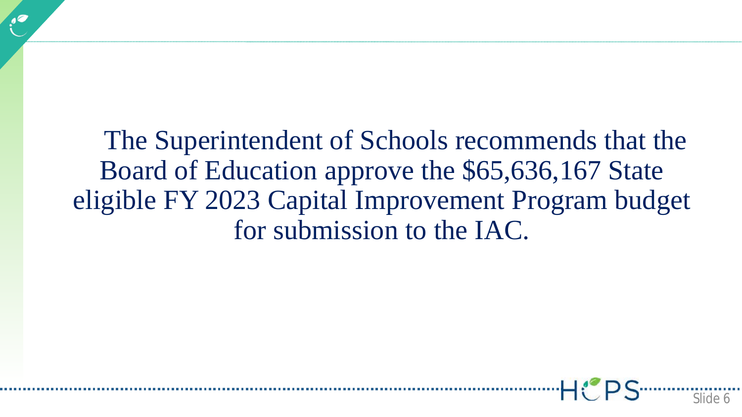The Superintendent of Schools recommends that the Board of Education approve the $65,636,167 State eligible FY 2023 Capital Improvement Program budget for submission to the IAC.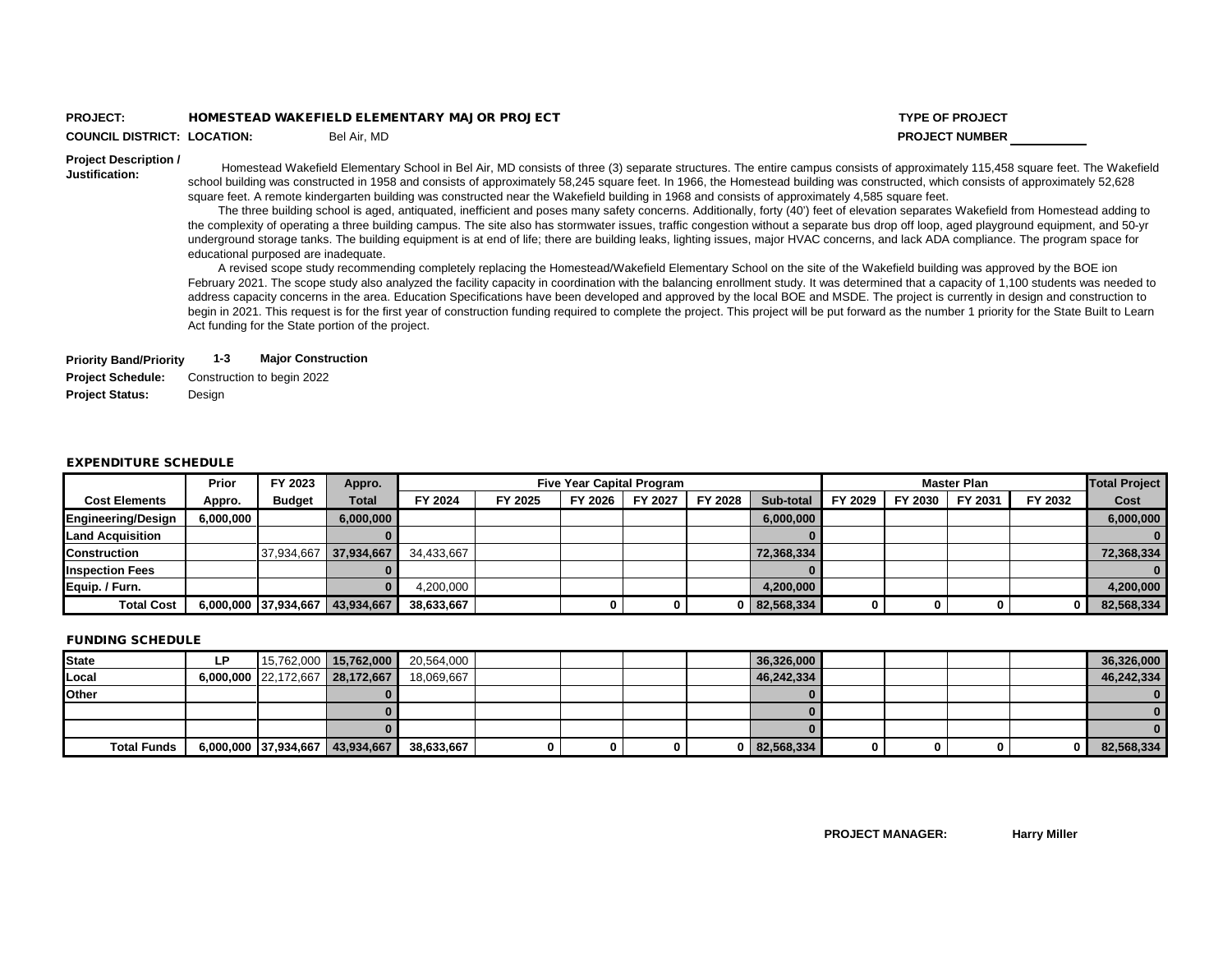**PROJECT:** HOMESTEAD WAKEFIELD ELEMENTARY MAJOR PROJECT

**TYPE OF PROJECT**

**COUNCIL DISTRICT:** **LOCATION:** Bel Air, MD

**PROJECT NUMBER**

**Project Description / Justification:**

Homestead Wakefield Elementary School in Bel Air, MD consists of three (3) separate structures. The entire campus consists of approximately 115,458 square feet. The Wakefield school building was constructed in 1958 and consists of approximately 58,245 square feet. In 1966, the Homestead building was constructed, which consists of approximately 52,628 square feet. A remote kindergarten building was constructed near the Wakefield building in 1968 and consists of approximately 4,585 square feet.

The three building school is aged, antiquated, inefficient and poses many safety concerns. Additionally, forty (40') feet of elevation separates Wakefield from Homestead adding to the complexity of operating a three building campus. The site also has stormwater issues, traffic congestion without a separate bus drop off loop, aged playground equipment, and 50-yr underground storage tanks. The building equipment is at end of life; there are building leaks, lighting issues, major HVAC concerns, and lack ADA compliance. The program space for educational purposed are inadequate.

A revised scope study recommending completely replacing the Homestead/Wakefield Elementary School on the site of the Wakefield building was approved by the BOE ion February 2021. The scope study also analyzed the facility capacity in coordination with the balancing enrollment study. It was determined that a capacity of 1,100 students was needed to address capacity concerns in the area. Education Specifications have been developed and approved by the local BOE and MSDE. The project is currently in design and construction to begin in 2021. This request is for the first year of construction funding required to complete the project. This project will be put forward as the number 1 priority for the State Built to Learn Act funding for the State portion of the project.

**Priority Band/Priority** **1-3** **Major Construction**

**Project Schedule:** Construction to begin 2022

**Project Status:** Design

## EXPENDITURE SCHEDULE

| | Prior | FY 2023 | Appro. | Five Year Capital Program | | | | | | Master Plan | | | | Total Project |
|---|---|---|---|---|---|---|---|---|---|---|---|---|---|---|
| **Cost Elements** | **Appro.** | **Budget** | **Total** | **FY 2024** | **FY 2025** | **FY 2026** | **FY 2027** | **FY 2028** | **Sub-total** | **FY 2029** | **FY 2030** | **FY 2031** | **FY 2032** | **Cost** |
| **Engineering/Design** | 6,000,000 | | 6,000,000 | | | | | | 6,000,000 | | | | | 6,000,000 |
| **Land Acquisition** | | | 0 | | | | | | 0 | | | | | 0 |
| **Construction** | | 37,934,667 | 37,934,667 | 34,433,667 | | | | | 72,368,334 | | | | | 72,368,334 |
| **Inspection Fees** | | | 0 | | | | | | 0 | | | | | 0 |
| **Equip. / Furn.** | | | 0 | 4,200,000 | | | | | 4,200,000 | | | | | 4,200,000 |
| **Total Cost** | 6,000,000 | 37,934,667 | 43,934,667 | 38,633,667 | | 0 | 0 | 0 | 82,568,334 | 0 | 0 | 0 | 0 | 82,568,334 |

## FUNDING SCHEDULE

| | | | | | | | | | | | | | | |
|---|---|---|---|---|---|---|---|---|---|---|---|---|---|---|
| **State** | LP | 15,762,000 | 15,762,000 | 20,564,000 | | | | | 36,326,000 | | | | | 36,326,000 |
| **Local** | 6,000,000 | 22,172,667 | 28,172,667 | 18,069,667 | | | | | 46,242,334 | | | | | 46,242,334 |
| **Other** | | | 0 | | | | | | 0 | | | | | 0 |
| | | | 0 | | | | | | 0 | | | | | 0 |
| | | | 0 | | | | | | 0 | | | | | 0 |
| **Total Funds** | 6,000,000 | 37,934,667 | 43,934,667 | 38,633,667 | 0 | 0 | 0 | 0 | 82,568,334 | 0 | 0 | 0 | 0 | 82,568,334 |

**PROJECT MANAGER:** **Harry Miller**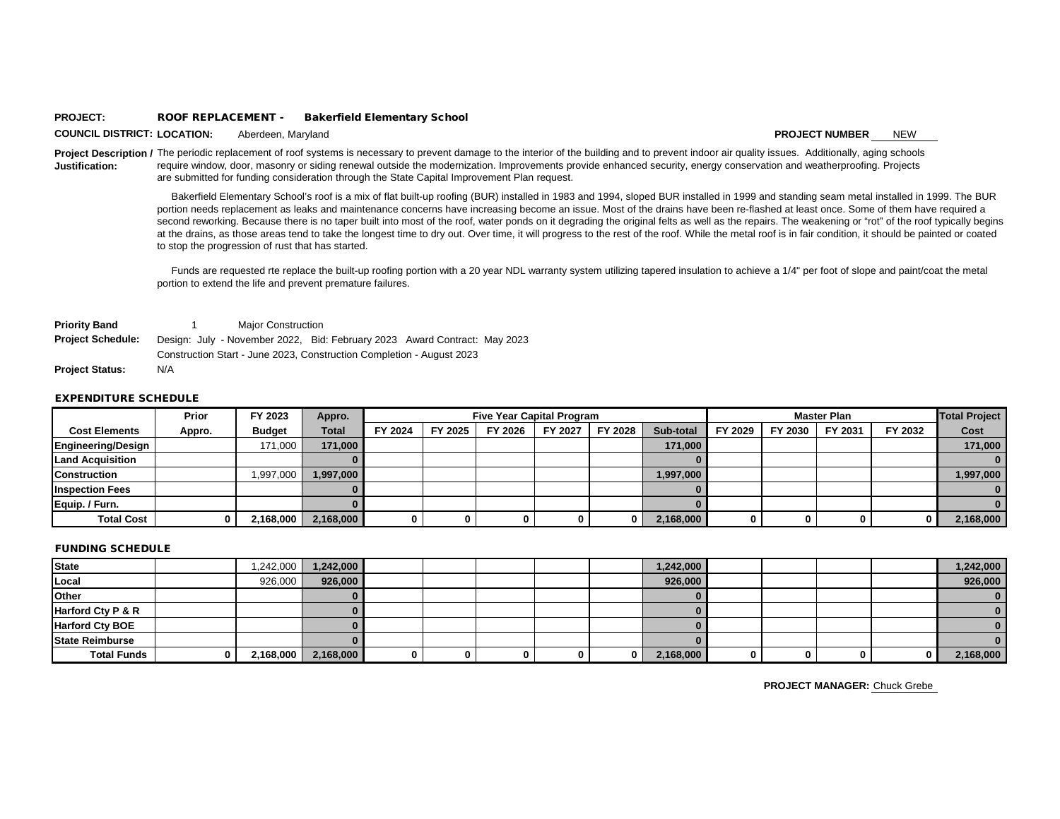**PROJECT:** **ROOF REPLACEMENT - Bakerfield Elementary School**

**COUNCIL DISTRICT:** **LOCATION:** Aberdeen, Maryland

**PROJECT NUMBER** NEW

**Project Description / Justification:** The periodic replacement of roof systems is necessary to prevent damage to the interior of the building and to prevent indoor air quality issues. Additionally, aging schools require window, door, masonry or siding renewal outside the modernization. Improvements provide enhanced security, energy conservation and weatherproofing. Projects are submitted for funding consideration through the State Capital Improvement Plan request.

Bakerfield Elementary School's roof is a mix of flat built-up roofing (BUR) installed in 1983 and 1994, sloped BUR installed in 1999 and standing seam metal installed in 1999. The BUR portion needs replacement as leaks and maintenance concerns have increasing become an issue. Most of the drains have been re-flashed at least once. Some of them have required a second reworking. Because there is no taper built into most of the roof, water ponds on it degrading the original felts as well as the repairs. The weakening or "rot" of the roof typically begins at the drains, as those areas tend to take the longest time to dry out. Over time, it will progress to the rest of the roof. While the metal roof is in fair condition, it should be painted or coated to stop the progression of rust that has started.

Funds are requested rte replace the built-up roofing portion with a 20 year NDL warranty system utilizing tapered insulation to achieve a 1/4" per foot of slope and paint/coat the metal portion to extend the life and prevent premature failures.

**Priority Band** 1 Major Construction

**Project Schedule:** Design: July - November 2022, Bid: February 2023 Award Contract: May 2023
Construction Start - June 2023, Construction Completion - August 2023

**Project Status:** N/A

## EXPENDITURE SCHEDULE

| | Prior | FY 2023 | Appro. | Five Year Capital Program | | | | | | Master Plan | | | | Total Project |
|---|---|---|---|---|---|---|---|---|---|---|---|---|---|---|
| **Cost Elements** | **Appro.** | **Budget** | **Total** | **FY 2024** | **FY 2025** | **FY 2026** | **FY 2027** | **FY 2028** | **Sub-total** | **FY 2029** | **FY 2030** | **FY 2031** | **FY 2032** | **Cost** |
| **Engineering/Design** | | 171,000 | **171,000** | | | | | | **171,000** | | | | | **171,000** |
| **Land Acquisition** | | | **0** | | | | | | **0** | | | | | **0** |
| **Construction** | | 1,997,000 | **1,997,000** | | | | | | **1,997,000** | | | | | **1,997,000** |
| **Inspection Fees** | | | **0** | | | | | | **0** | | | | | **0** |
| **Equip. / Furn.** | | | **0** | | | | | | **0** | | | | | **0** |
| **Total Cost** | **0** | **2,168,000** | **2,168,000** | **0** | **0** | **0** | **0** | **0** | **2,168,000** | **0** | **0** | **0** | **0** | **2,168,000** |

## FUNDING SCHEDULE

| | | | | | | | | | | | | | | |
|---|---|---|---|---|---|---|---|---|---|---|---|---|---|---|
| **State** | | 1,242,000 | **1,242,000** | | | | | | **1,242,000** | | | | | **1,242,000** |
| **Local** | | 926,000 | **926,000** | | | | | | **926,000** | | | | | **926,000** |
| **Other** | | | **0** | | | | | | **0** | | | | | **0** |
| **Harford Cty P & R** | | | **0** | | | | | | **0** | | | | | **0** |
| **Harford Cty BOE** | | | **0** | | | | | | **0** | | | | | **0** |
| **State Reimburse** | | | **0** | | | | | | **0** | | | | | **0** |
| **Total Funds** | **0** | **2,168,000** | **2,168,000** | **0** | **0** | **0** | **0** | **0** | **2,168,000** | **0** | **0** | **0** | **0** | **2,168,000** |

**PROJECT MANAGER:** Chuck Grebe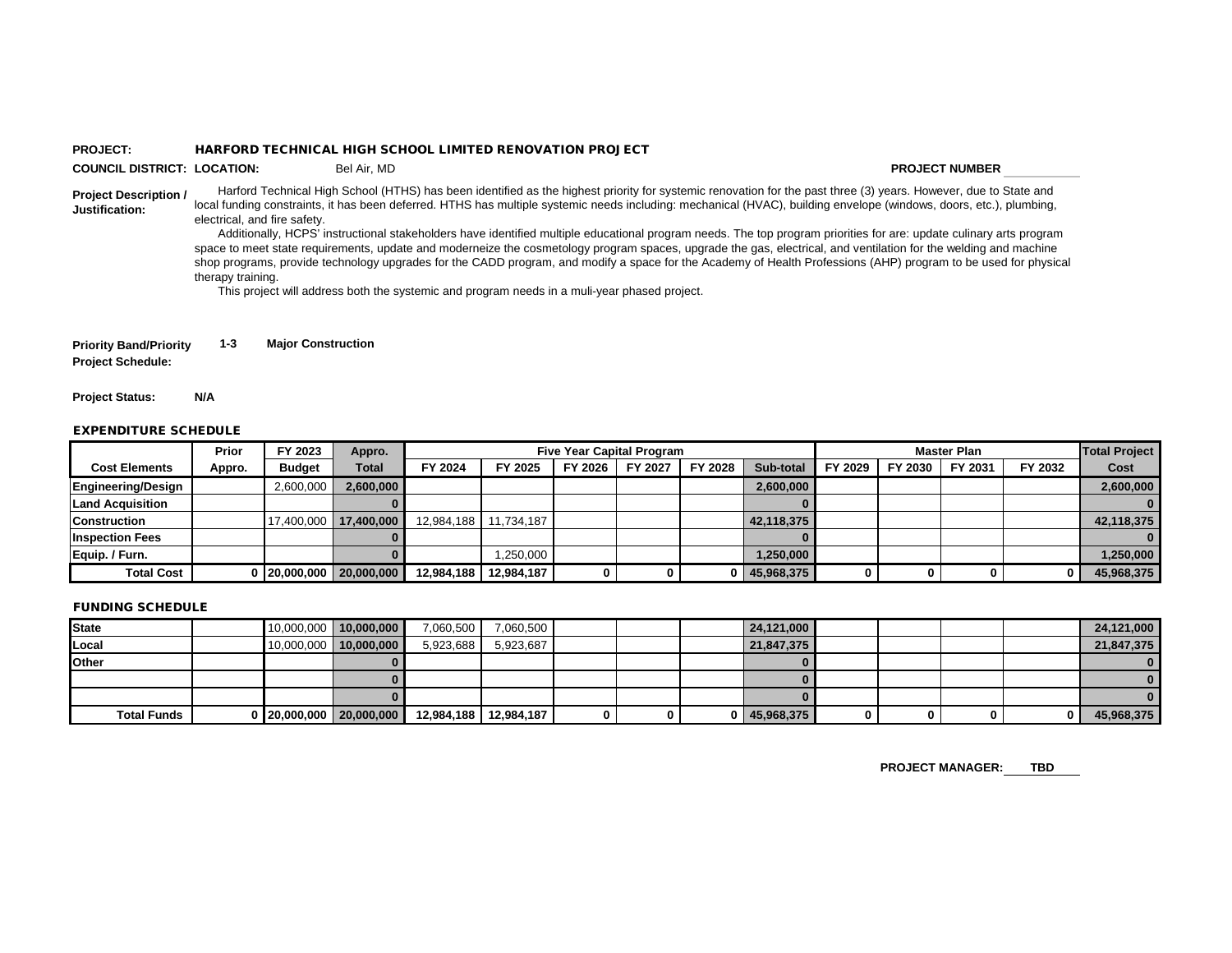**PROJECT:** **HARFORD TECHNICAL HIGH SCHOOL LIMITED RENOVATION PROJECT**

**COUNCIL DISTRICT:** **LOCATION:** Bel Air, MD **PROJECT NUMBER**

**Project Description / Justification:**

Harford Technical High School (HTHS) has been identified as the highest priority for systemic renovation for the past three (3) years. However, due to State and local funding constraints, it has been deferred. HTHS has multiple systemic needs including: mechanical (HVAC), building envelope (windows, doors, etc.), plumbing, electrical, and fire safety.

Additionally, HCPS' instructional stakeholders have identified multiple educational program needs. The top program priorities for are: update culinary arts program space to meet state requirements, update and moderneize the cosmetology program spaces, upgrade the gas, electrical, and ventilation for the welding and machine shop programs, provide technology upgrades for the CADD program, and modify a space for the Academy of Health Professions (AHP) program to be used for physical therapy training.

This project will address both the systemic and program needs in a muli-year phased project.

**Priority Band/Priority** **1-3** **Major Construction**

**Project Schedule:**

**Project Status:** **N/A**

### EXPENDITURE SCHEDULE

| Cost Elements | Prior Appro. | FY 2023 Budget | Appro. Total | Five Year Capital Program: FY 2024 | FY 2025 | FY 2026 | FY 2027 | FY 2028 | Sub-total | Master Plan: FY 2029 | FY 2030 | FY 2031 | FY 2032 | Total Project Cost |
|---|---|---|---|---|---|---|---|---|---|---|---|---|---|---|
| Engineering/Design | | 2,600,000 | 2,600,000 | | | | | | 2,600,000 | | | | | 2,600,000 |
| Land Acquisition | | | 0 | | | | | | 0 | | | | | 0 |
| Construction | | 17,400,000 | 17,400,000 | 12,984,188 | 11,734,187 | | | | 42,118,375 | | | | | 42,118,375 |
| Inspection Fees | | | 0 | | | | | | 0 | | | | | 0 |
| Equip. / Furn. | | | 0 | | 1,250,000 | | | | 1,250,000 | | | | | 1,250,000 |
| Total Cost | 0 | 20,000,000 | 20,000,000 | 12,984,188 | 12,984,187 | 0 | 0 | 0 | 45,968,375 | 0 | 0 | 0 | 0 | 45,968,375 |

### FUNDING SCHEDULE

| | Prior Appro. | FY 2023 Budget | Appro. Total | FY 2024 | FY 2025 | FY 2026 | FY 2027 | FY 2028 | Sub-total | FY 2029 | FY 2030 | FY 2031 | FY 2032 | Total Project Cost |
|---|---|---|---|---|---|---|---|---|---|---|---|---|---|---|
| State | | 10,000,000 | 10,000,000 | 7,060,500 | 7,060,500 | | | | 24,121,000 | | | | | 24,121,000 |
| Local | | 10,000,000 | 10,000,000 | 5,923,688 | 5,923,687 | | | | 21,847,375 | | | | | 21,847,375 |
| Other | | | 0 | | | | | | 0 | | | | | 0 |
| | | | 0 | | | | | | 0 | | | | | 0 |
| | | | 0 | | | | | | 0 | | | | | 0 |
| Total Funds | 0 | 20,000,000 | 20,000,000 | 12,984,188 | 12,984,187 | 0 | 0 | 0 | 45,968,375 | 0 | 0 | 0 | 0 | 45,968,375 |

**PROJECT MANAGER:** **TBD**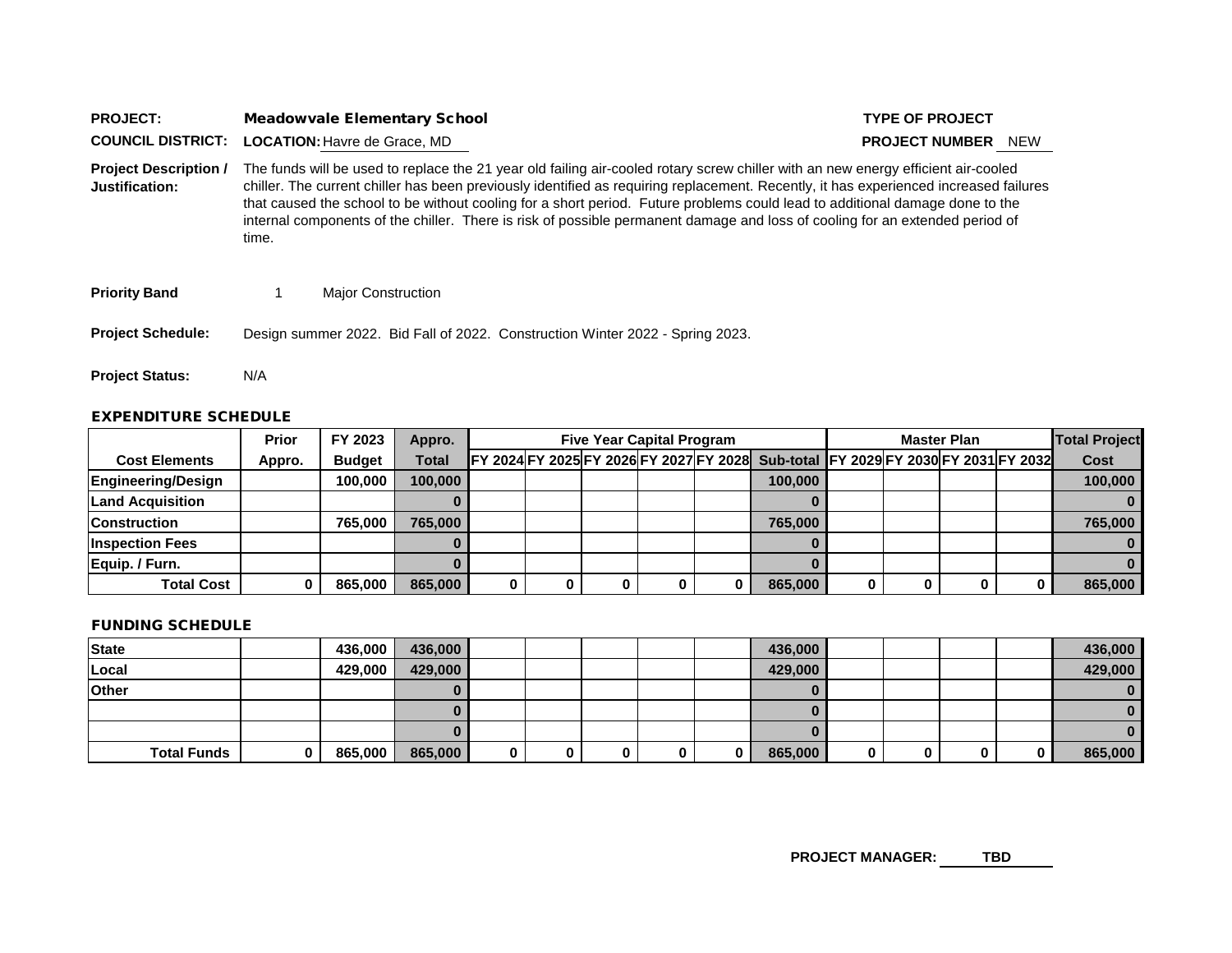**PROJECT:** **Meadowvale Elementary School** **TYPE OF PROJECT**

**COUNCIL DISTRICT:** **LOCATION:** Havre de Grace, MD **PROJECT NUMBER** NEW

**Project Description / Justification:** The funds will be used to replace the 21 year old failing air-cooled rotary screw chiller with an new energy efficient air-cooled chiller. The current chiller has been previously identified as requiring replacement. Recently, it has experienced increased failures that caused the school to be without cooling for a short period. Future problems could lead to additional damage done to the internal components of the chiller. There is risk of possible permanent damage and loss of cooling for an extended period of time.

**Priority Band** 1 Major Construction

**Project Schedule:** Design summer 2022. Bid Fall of 2022. Construction Winter 2022 - Spring 2023.

**Project Status:** N/A

## EXPENDITURE SCHEDULE

| | Prior | FY 2023 | Appro. | Five Year Capital Program | | | | | | Master Plan | | | | Total Project |
|---|---|---|---|---|---|---|---|---|---|---|---|---|---|---|
| Cost Elements | Appro. | Budget | Total | FY 2024 | FY 2025 | FY 2026 | FY 2027 | FY 2028 | Sub-total | FY 2029 | FY 2030 | FY 2031 | FY 2032 | Cost |
| Engineering/Design | | 100,000 | 100,000 | | | | | | 100,000 | | | | | 100,000 |
| Land Acquisition | | | 0 | | | | | | 0 | | | | | 0 |
| Construction | | 765,000 | 765,000 | | | | | | 765,000 | | | | | 765,000 |
| Inspection Fees | | | 0 | | | | | | 0 | | | | | 0 |
| Equip. / Furn. | | | 0 | | | | | | 0 | | | | | 0 |
| Total Cost | 0 | 865,000 | 865,000 | 0 | 0 | 0 | 0 | 0 | 865,000 | 0 | 0 | 0 | 0 | 865,000 |

## FUNDING SCHEDULE

| | | | | | | | | | | | | | | |
|---|---|---|---|---|---|---|---|---|---|---|---|---|---|---|
| State | | 436,000 | 436,000 | | | | | | 436,000 | | | | | 436,000 |
| Local | | 429,000 | 429,000 | | | | | | 429,000 | | | | | 429,000 |
| Other | | | 0 | | | | | | 0 | | | | | 0 |
| | | | 0 | | | | | | 0 | | | | | 0 |
| | | | 0 | | | | | | 0 | | | | | 0 |
| Total Funds | 0 | 865,000 | 865,000 | 0 | 0 | 0 | 0 | 0 | 865,000 | 0 | 0 | 0 | 0 | 865,000 |

**PROJECT MANAGER:** **TBD**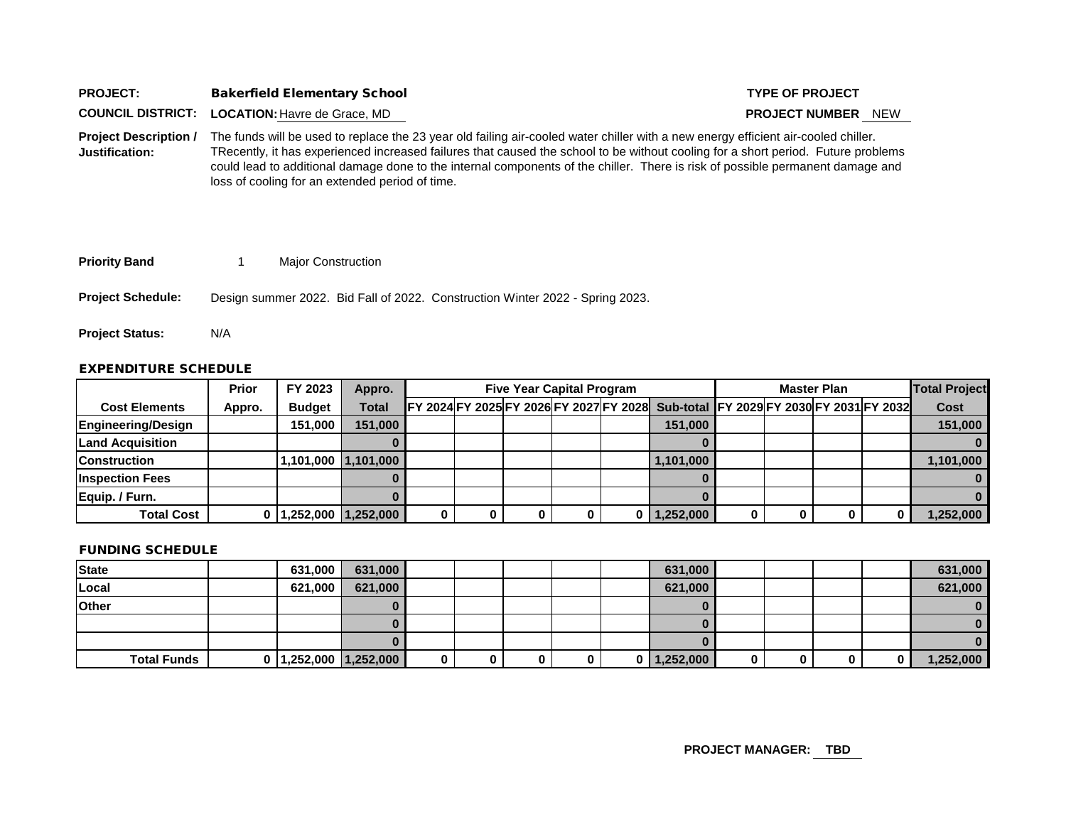**PROJECT:** Bakerfield Elementary School

**TYPE OF PROJECT**

**COUNCIL DISTRICT:** **LOCATION:** Havre de Grace, MD

**PROJECT NUMBER** NEW

**Project Description / Justification:** The funds will be used to replace the 23 year old failing air-cooled water chiller with a new energy efficient air-cooled chiller. TRecently, it has experienced increased failures that caused the school to be without cooling for a short period. Future problems could lead to additional damage done to the internal components of the chiller. There is risk of possible permanent damage and loss of cooling for an extended period of time.

**Priority Band** 1 Major Construction

**Project Schedule:** Design summer 2022. Bid Fall of 2022. Construction Winter 2022 - Spring 2023.

**Project Status:** N/A

### EXPENDITURE SCHEDULE

| Cost Elements | Prior Appro. | FY 2023 Budget | Appro. Total | Five Year Capital Program FY 2024 | FY 2025 | FY 2026 | FY 2027 | FY 2028 | Sub-total | Master Plan FY 2029 | FY 2030 | FY 2031 | FY 2032 | Total Project Cost |
|---|---|---|---|---|---|---|---|---|---|---|---|---|---|---|
| Engineering/Design | | 151,000 | 151,000 | | | | | | 151,000 | | | | | 151,000 |
| Land Acquisition | | | 0 | | | | | | 0 | | | | | 0 |
| Construction | | 1,101,000 | 1,101,000 | | | | | | 1,101,000 | | | | | 1,101,000 |
| Inspection Fees | | | 0 | | | | | | 0 | | | | | 0 |
| Equip. / Furn. | | | 0 | | | | | | 0 | | | | | 0 |
| Total Cost | 0 | 1,252,000 | 1,252,000 | 0 | 0 | 0 | 0 | 0 | 1,252,000 | 0 | 0 | 0 | 0 | 1,252,000 |

### FUNDING SCHEDULE

| | | | | | | | | | | | | | | |
|---|---|---|---|---|---|---|---|---|---|---|---|---|---|---|
| State | | 631,000 | 631,000 | | | | | | 631,000 | | | | | 631,000 |
| Local | | 621,000 | 621,000 | | | | | | 621,000 | | | | | 621,000 |
| Other | | | 0 | | | | | | 0 | | | | | 0 |
| | | | 0 | | | | | | 0 | | | | | 0 |
| | | | 0 | | | | | | 0 | | | | | 0 |
| Total Funds | 0 | 1,252,000 | 1,252,000 | 0 | 0 | 0 | 0 | 0 | 1,252,000 | 0 | 0 | 0 | 0 | 1,252,000 |

**PROJECT MANAGER:** TBD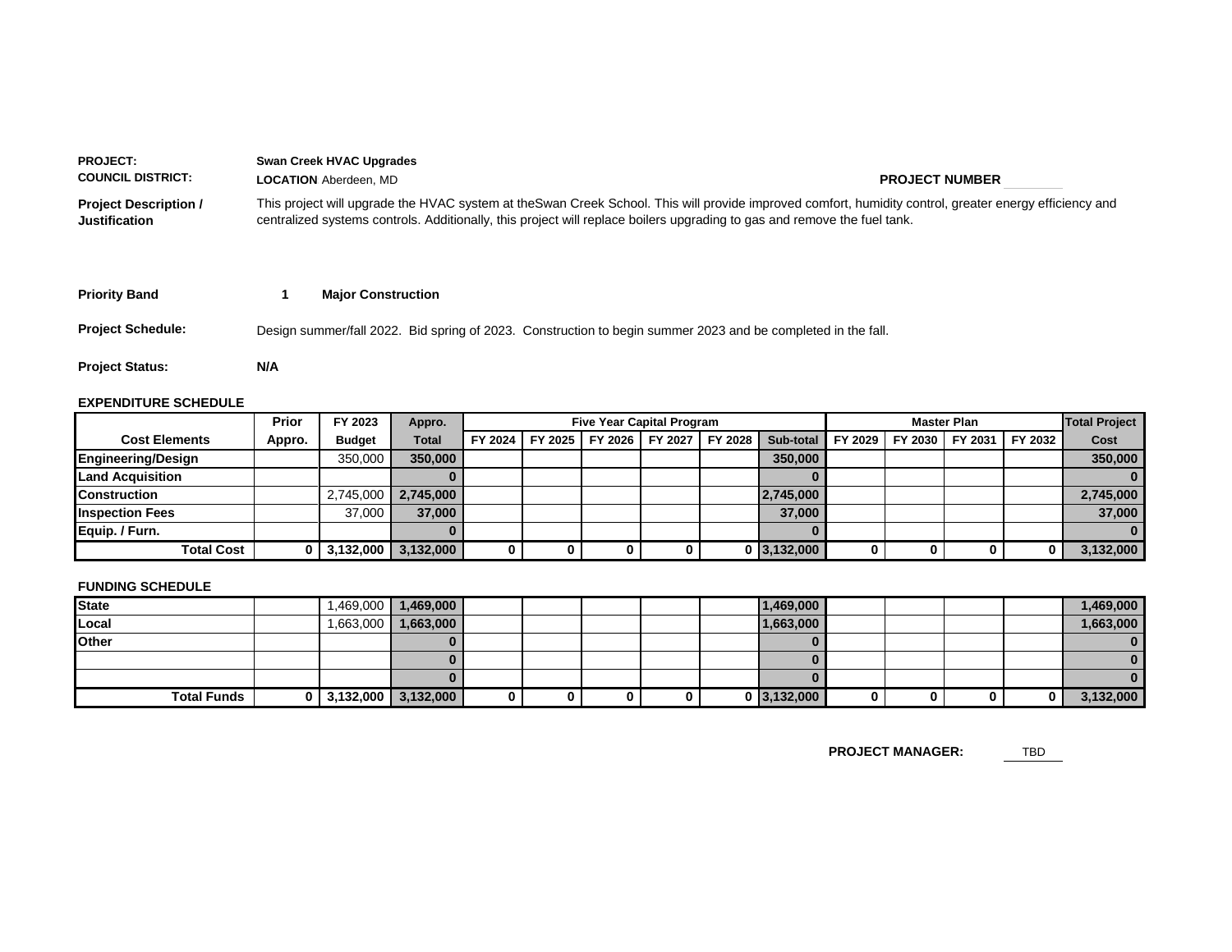**PROJECT:** **Swan Creek HVAC Upgrades**

**COUNCIL DISTRICT:** **LOCATION** Aberdeen, MD **PROJECT NUMBER**

**Project Description / Justification** This project will upgrade the HVAC system at theSwan Creek School. This will provide improved comfort, humidity control, greater energy efficiency and centralized systems controls. Additionally, this project will replace boilers upgrading to gas and remove the fuel tank.

**Priority Band** **1** **Major Construction**

**Project Schedule:** Design summer/fall 2022. Bid spring of 2023. Construction to begin summer 2023 and be completed in the fall.

**Project Status:** **N/A**

**EXPENDITURE SCHEDULE**

| | Prior | FY 2023 | Appro. | Five Year Capital Program | | | | | | Master Plan | | | | Total Project |
|---|---|---|---|---|---|---|---|---|---|---|---|---|---|---|
| **Cost Elements** | **Appro.** | **Budget** | **Total** | **FY 2024** | **FY 2025** | **FY 2026** | **FY 2027** | **FY 2028** | **Sub-total** | **FY 2029** | **FY 2030** | **FY 2031** | **FY 2032** | **Cost** |
| **Engineering/Design** | | 350,000 | **350,000** | | | | | | **350,000** | | | | | **350,000** |
| **Land Acquisition** | | | **0** | | | | | | **0** | | | | | **0** |
| **Construction** | | 2,745,000 | **2,745,000** | | | | | | **2,745,000** | | | | | **2,745,000** |
| **Inspection Fees** | | 37,000 | **37,000** | | | | | | **37,000** | | | | | **37,000** |
| **Equip. / Furn.** | | | **0** | | | | | | **0** | | | | | **0** |
| **Total Cost** | **0** | **3,132,000** | **3,132,000** | **0** | **0** | **0** | **0** | **0** | **3,132,000** | **0** | **0** | **0** | **0** | **3,132,000** |

**FUNDING SCHEDULE**

| | | | | | | | | | | | | | | |
|---|---|---|---|---|---|---|---|---|---|---|---|---|---|---|
| **State** | | 1,469,000 | **1,469,000** | | | | | | **1,469,000** | | | | | **1,469,000** |
| **Local** | | 1,663,000 | **1,663,000** | | | | | | **1,663,000** | | | | | **1,663,000** |
| **Other** | | | **0** | | | | | | **0** | | | | | **0** |
| | | | **0** | | | | | | **0** | | | | | **0** |
| | | | **0** | | | | | | **0** | | | | | **0** |
| **Total Funds** | **0** | **3,132,000** | **3,132,000** | **0** | **0** | **0** | **0** | **0** | **3,132,000** | **0** | **0** | **0** | **0** | **3,132,000** |

**PROJECT MANAGER:** TBD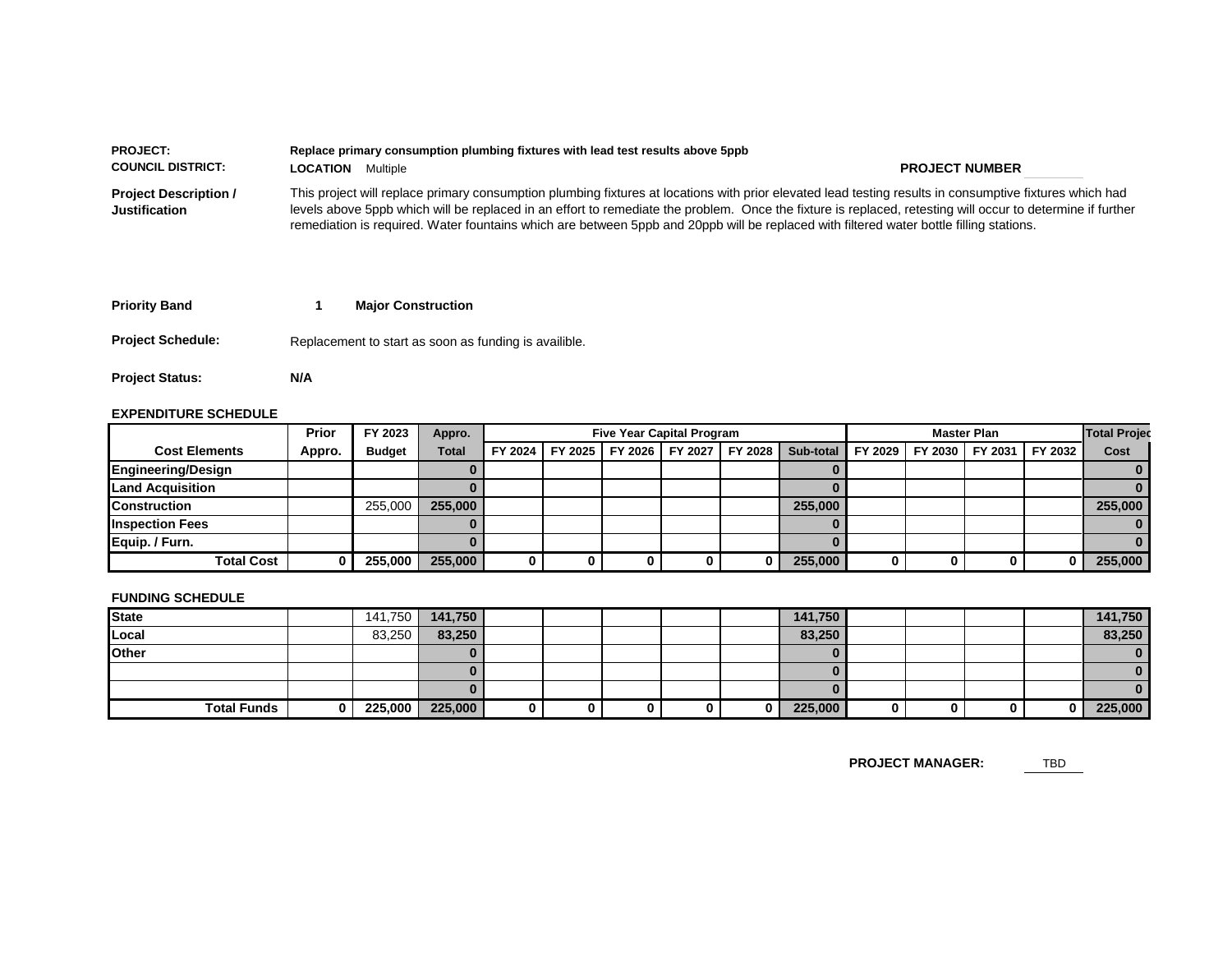**PROJECT:** **Replace primary consumption plumbing fixtures with lead test results above 5ppb**

**COUNCIL DISTRICT:** **LOCATION** Multiple **PROJECT NUMBER**

**Project Description / Justification**

This project will replace primary consumption plumbing fixtures at locations with prior elevated lead testing results in consumptive fixtures which had levels above 5ppb which will be replaced in an effort to remediate the problem. Once the fixture is replaced, retesting will occur to determine if further remediation is required. Water fountains which are between 5ppb and 20ppb will be replaced with filtered water bottle filling stations.

**Priority Band** **1** **Major Construction**

**Project Schedule:** Replacement to start as soon as funding is availible.

**Project Status:** **N/A**

**EXPENDITURE SCHEDULE**

| | Prior | FY 2023 | Appro. | Five Year Capital Program | | | | | | Master Plan | | | | Total Projec |
|---|---|---|---|---|---|---|---|---|---|---|---|---|---|---|
| **Cost Elements** | **Appro.** | **Budget** | **Total** | **FY 2024** | **FY 2025** | **FY 2026** | **FY 2027** | **FY 2028** | **Sub-total** | **FY 2029** | **FY 2030** | **FY 2031** | **FY 2032** | **Cost** |
| **Engineering/Design** | | | **0** | | | | | | **0** | | | | | **0** |
| **Land Acquisition** | | | **0** | | | | | | **0** | | | | | **0** |
| **Construction** | | 255,000 | **255,000** | | | | | | **255,000** | | | | | **255,000** |
| **Inspection Fees** | | | **0** | | | | | | **0** | | | | | **0** |
| **Equip. / Furn.** | | | **0** | | | | | | **0** | | | | | **0** |
| **Total Cost** | **0** | **255,000** | **255,000** | **0** | **0** | **0** | **0** | **0** | **255,000** | **0** | **0** | **0** | **0** | **255,000** |

**FUNDING SCHEDULE**

| | | | | | | | | | | | | | | |
|---|---|---|---|---|---|---|---|---|---|---|---|---|---|---|
| **State** | | 141,750 | **141,750** | | | | | | **141,750** | | | | | **141,750** |
| **Local** | | 83,250 | **83,250** | | | | | | **83,250** | | | | | **83,250** |
| **Other** | | | **0** | | | | | | **0** | | | | | **0** |
| | | | **0** | | | | | | **0** | | | | | **0** |
| | | | **0** | | | | | | **0** | | | | | **0** |
| **Total Funds** | **0** | **225,000** | **225,000** | **0** | **0** | **0** | **0** | **0** | **225,000** | **0** | **0** | **0** | **0** | **225,000** |

**PROJECT MANAGER:** TBD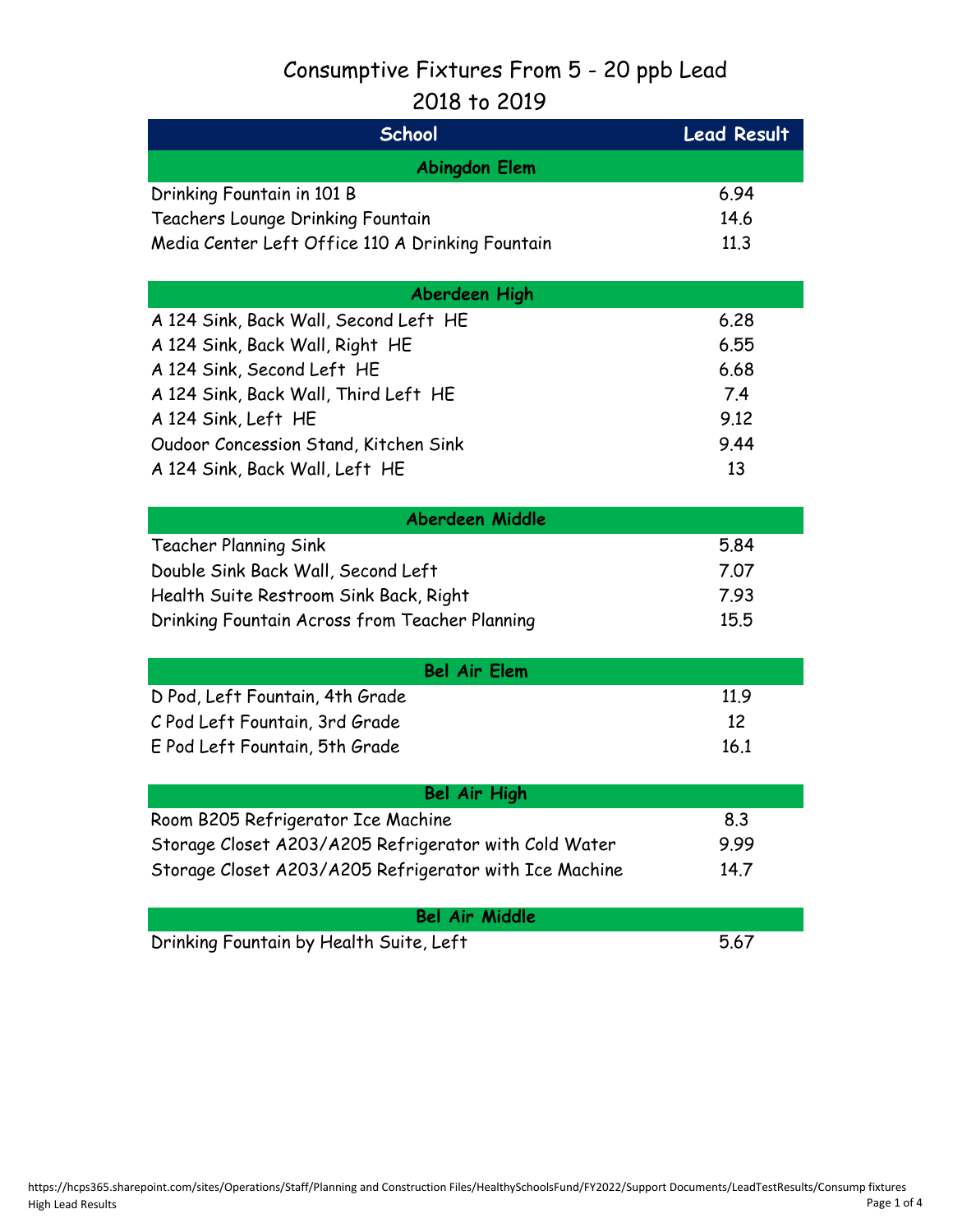# Consumptive Fixtures From 5 - 20 ppb Lead
## 2018 to 2019

| School | Lead Result |
|---|---|
| **Abingdon Elem** | |
| Drinking Fountain in 101 B | 6.94 |
| Teachers Lounge Drinking Fountain | 14.6 |
| Media Center Left Office 110 A Drinking Fountain | 11.3 |
| **Aberdeen High** | |
| A 124 Sink, Back Wall, Second Left HE | 6.28 |
| A 124 Sink, Back Wall, Right HE | 6.55 |
| A 124 Sink, Second Left HE | 6.68 |
| A 124 Sink, Back Wall, Third Left HE | 7.4 |
| A 124 Sink, Left HE | 9.12 |
| Oudoor Concession Stand, Kitchen Sink | 9.44 |
| A 124 Sink, Back Wall, Left HE | 13 |
| **Aberdeen Middle** | |
| Teacher Planning Sink | 5.84 |
| Double Sink Back Wall, Second Left | 7.07 |
| Health Suite Restroom Sink Back, Right | 7.93 |
| Drinking Fountain Across from Teacher Planning | 15.5 |
| **Bel Air Elem** | |
| D Pod, Left Fountain, 4th Grade | 11.9 |
| C Pod Left Fountain, 3rd Grade | 12 |
| E Pod Left Fountain, 5th Grade | 16.1 |
| **Bel Air High** | |
| Room B205 Refrigerator Ice Machine | 8.3 |
| Storage Closet A203/A205 Refrigerator with Cold Water | 9.99 |
| Storage Closet A203/A205 Refrigerator with Ice Machine | 14.7 |
| **Bel Air Middle** | |
| Drinking Fountain by Health Suite, Left | 5.67 |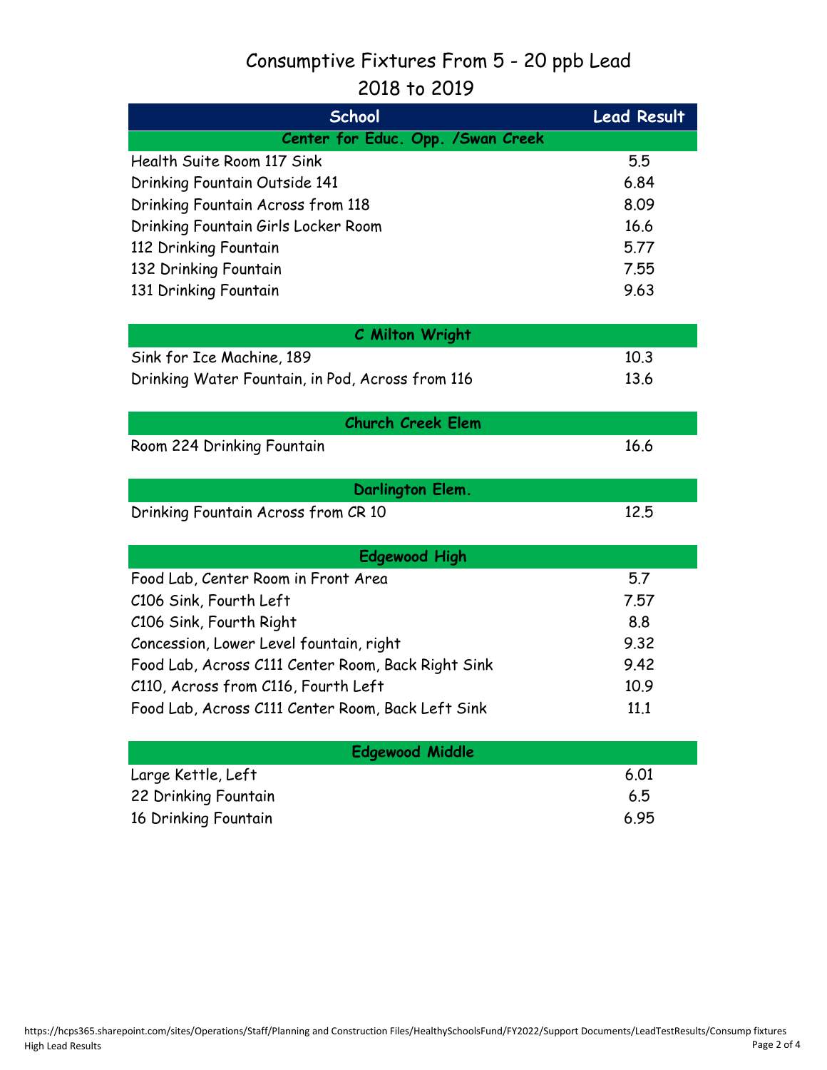# Consumptive Fixtures From 5 - 20 ppb Lead
## 2018 to 2019

| School | Lead Result |
|---|---|
| **Center for Educ. Opp. /Swan Creek** | |
| Health Suite Room 117 Sink | 5.5 |
| Drinking Fountain Outside 141 | 6.84 |
| Drinking Fountain Across from 118 | 8.09 |
| Drinking Fountain Girls Locker Room | 16.6 |
| 112 Drinking Fountain | 5.77 |
| 132 Drinking Fountain | 7.55 |
| 131 Drinking Fountain | 9.63 |
| **C Milton Wright** | |
| Sink for Ice Machine, 189 | 10.3 |
| Drinking Water Fountain, in Pod, Across from 116 | 13.6 |
| **Church Creek Elem** | |
| Room 224 Drinking Fountain | 16.6 |
| **Darlington Elem.** | |
| Drinking Fountain Across from CR 10 | 12.5 |
| **Edgewood High** | |
| Food Lab, Center Room in Front Area | 5.7 |
| C106 Sink, Fourth Left | 7.57 |
| C106 Sink, Fourth Right | 8.8 |
| Concession, Lower Level fountain, right | 9.32 |
| Food Lab, Across C111 Center Room, Back Right Sink | 9.42 |
| C110, Across from C116, Fourth Left | 10.9 |
| Food Lab, Across C111 Center Room, Back Left Sink | 11.1 |
| **Edgewood Middle** | |
| Large Kettle, Left | 6.01 |
| 22 Drinking Fountain | 6.5 |
| 16 Drinking Fountain | 6.95 |

https://hcps365.sharepoint.com/sites/Operations/Staff/Planning and Construction Files/HealthySchoolsFund/FY2022/Support Documents/LeadTestResults/Consump fixtures High Lead Results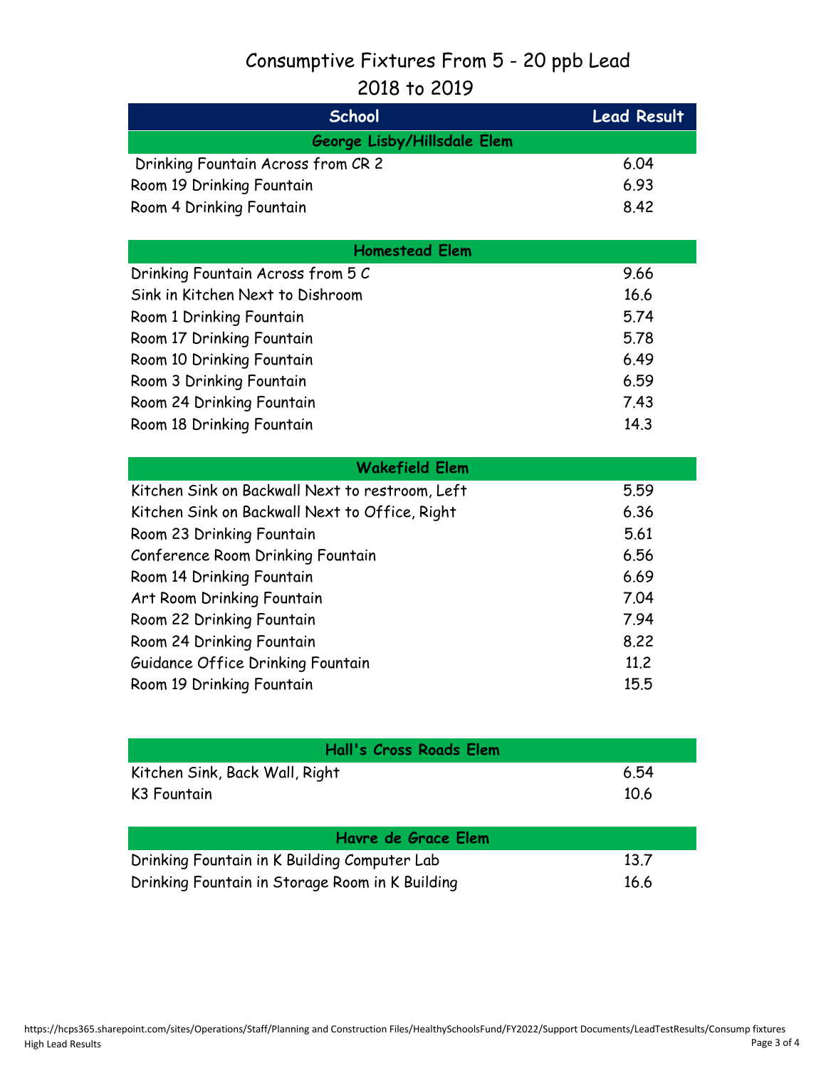# Consumptive Fixtures From 5 - 20 ppb Lead
## 2018 to 2019

| School | Lead Result |
|---|---|
| **George Lisby/Hillsdale Elem** | |
| Drinking Fountain Across from CR 2 | 6.04 |
| Room 19 Drinking Fountain | 6.93 |
| Room 4 Drinking Fountain | 8.42 |
| **Homestead Elem** | |
| Drinking Fountain Across from 5 C | 9.66 |
| Sink in Kitchen Next to Dishroom | 16.6 |
| Room 1 Drinking Fountain | 5.74 |
| Room 17 Drinking Fountain | 5.78 |
| Room 10 Drinking Fountain | 6.49 |
| Room 3 Drinking Fountain | 6.59 |
| Room 24 Drinking Fountain | 7.43 |
| Room 18 Drinking Fountain | 14.3 |
| **Wakefield Elem** | |
| Kitchen Sink on Backwall Next to restroom, Left | 5.59 |
| Kitchen Sink on Backwall Next to Office, Right | 6.36 |
| Room 23 Drinking Fountain | 5.61 |
| Conference Room Drinking Fountain | 6.56 |
| Room 14 Drinking Fountain | 6.69 |
| Art Room Drinking Fountain | 7.04 |
| Room 22 Drinking Fountain | 7.94 |
| Room 24 Drinking Fountain | 8.22 |
| Guidance Office Drinking Fountain | 11.2 |
| Room 19 Drinking Fountain | 15.5 |
| **Hall's Cross Roads Elem** | |
| Kitchen Sink, Back Wall, Right | 6.54 |
| K3 Fountain | 10.6 |
| **Havre de Grace Elem** | |
| Drinking Fountain in K Building Computer Lab | 13.7 |
| Drinking Fountain in Storage Room in K Building | 16.6 |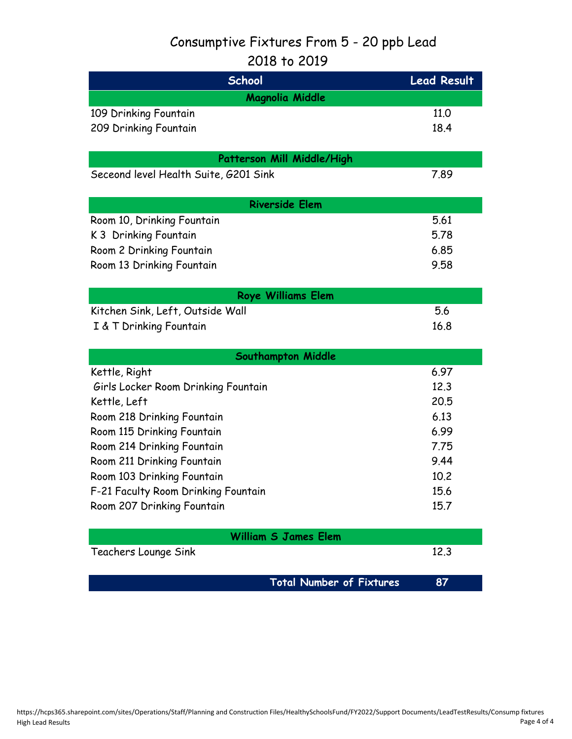# Consumptive Fixtures From 5 - 20 ppb Lead
## 2018 to 2019

| School | Lead Result |
|---|---|
| **Magnolia Middle** | |
| 109 Drinking Fountain | 11.0 |
| 209 Drinking Fountain | 18.4 |
| **Patterson Mill Middle/High** | |
| Seceond level Health Suite, G201 Sink | 7.89 |
| **Riverside Elem** | |
| Room 10, Drinking Fountain | 5.61 |
| K 3 Drinking Fountain | 5.78 |
| Room 2 Drinking Fountain | 6.85 |
| Room 13 Drinking Fountain | 9.58 |
| **Roye Williams Elem** | |
| Kitchen Sink, Left, Outside Wall | 5.6 |
| I & T Drinking Fountain | 16.8 |
| **Southampton Middle** | |
| Kettle, Right | 6.97 |
| Girls Locker Room Drinking Fountain | 12.3 |
| Kettle, Left | 20.5 |
| Room 218 Drinking Fountain | 6.13 |
| Room 115 Drinking Fountain | 6.99 |
| Room 214 Drinking Fountain | 7.75 |
| Room 211 Drinking Fountain | 9.44 |
| Room 103 Drinking Fountain | 10.2 |
| F-21 Faculty Room Drinking Fountain | 15.6 |
| Room 207 Drinking Fountain | 15.7 |
| **William S James Elem** | |
| Teachers Lounge Sink | 12.3 |
| **Total Number of Fixtures** | **87** |

https://hcps365.sharepoint.com/sites/Operations/Staff/Planning and Construction Files/HealthySchoolsFund/FY2022/Support Documents/LeadTestResults/Consump fixtures High Lead Results